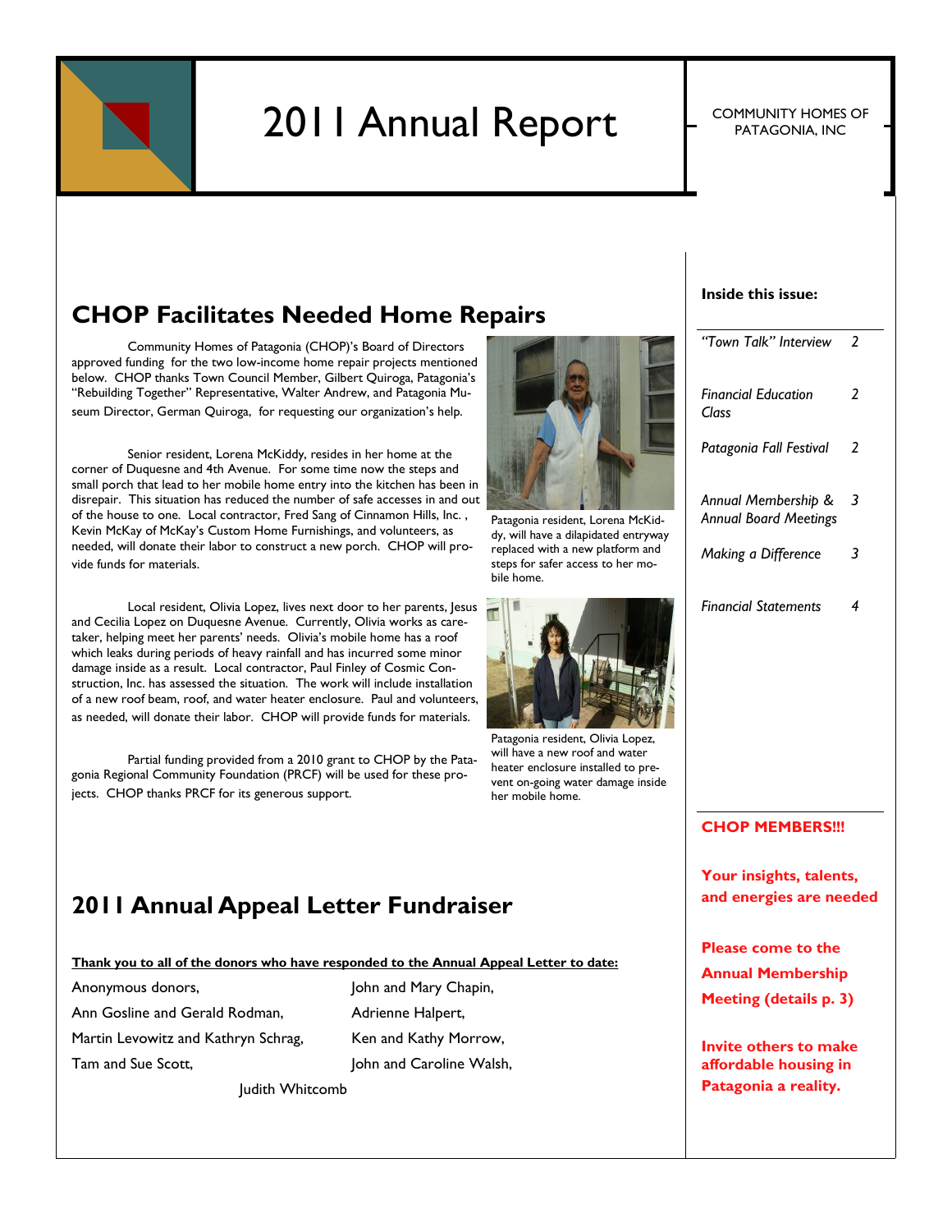# 2011 Annual Report

COMMUNITY HOMES OF PATAGONIA, INC

## CHOP Facilitates Needed Home Repairs

Community Homes of Patagonia (CHOP)'s Board of Directors approved funding for the two low-income home repair projects mentioned below. CHOP thanks Town Council Member, Gilbert Quiroga, Patagonia's "Rebuilding Together" Representative, Walter Andrew, and Patagonia Museum Director, German Quiroga, for requesting our organization's help.

Senior resident, Lorena McKiddy, resides in her home at the corner of Duquesne and 4th Avenue. For some time now the steps and small porch that lead to her mobile home entry into the kitchen has been in disrepair. This situation has reduced the number of safe accesses in and out of the house to one. Local contractor, Fred Sang of Cinnamon Hills, Inc. , Kevin McKay of McKay's Custom Home Furnishings, and volunteers, as needed, will donate their labor to construct a new porch. CHOP will provide funds for materials.

Patagonia resident, Lorena McKiddy, will have a dilapidated entryway replaced with a new platform and steps for safer access to her mobile home.

Local resident, Olivia Lopez, lives next door to her parents, Jesus and Cecilia Lopez on Duquesne Avenue. Currently, Olivia works as caretaker, helping meet her parents' needs. Olivia's mobile home has a roof which leaks during periods of heavy rainfall and has incurred some minor damage inside as a result. Local contractor, Paul Finley of Cosmic Construction, Inc. has assessed the situation. The work will include installation of a new roof beam, roof, and water heater enclosure. Paul and volunteers, as needed, will donate their labor. CHOP will provide funds for materials.

Patagonia resident, Olivia Lopez, will have a new roof and water heater enclosure installed to prevent on-going water damage inside her mobile home.

Partial funding provided from a 2010 grant to CHOP by the Patagonia Regional Community Foundation (PRCF) will be used for these projects. CHOP thanks PRCF for its generous support.

## 2011 Annual Appeal Letter Fundraiser

**Thank you to all of the donors who have responded to the Annual Appeal Letter to date:**

Anonymous donors,
Ann Gosline and Gerald Rodman,
Martin Levowitz and Kathryn Schrag,
Tam and Sue Scott,
John and Mary Chapin,
Adrienne Halpert,
Ken and Kathy Morrow,
John and Caroline Walsh,
Judith Whitcomb

**Inside this issue:**

| | |
|---|---|
| *"Town Talk" Interview* | 2 |
| *Financial Education Class* | 2 |
| *Patagonia Fall Festival* | 2 |
| *Annual Membership & Annual Board Meetings* | 3 |
| *Making a Difference* | 3 |
| *Financial Statements* | 4 |

**CHOP MEMBERS!!!**

**Your insights, talents, and energies are needed**

**Please come to the Annual Membership Meeting (details p. 3)**

**Invite others to make affordable housing in Patagonia a reality.**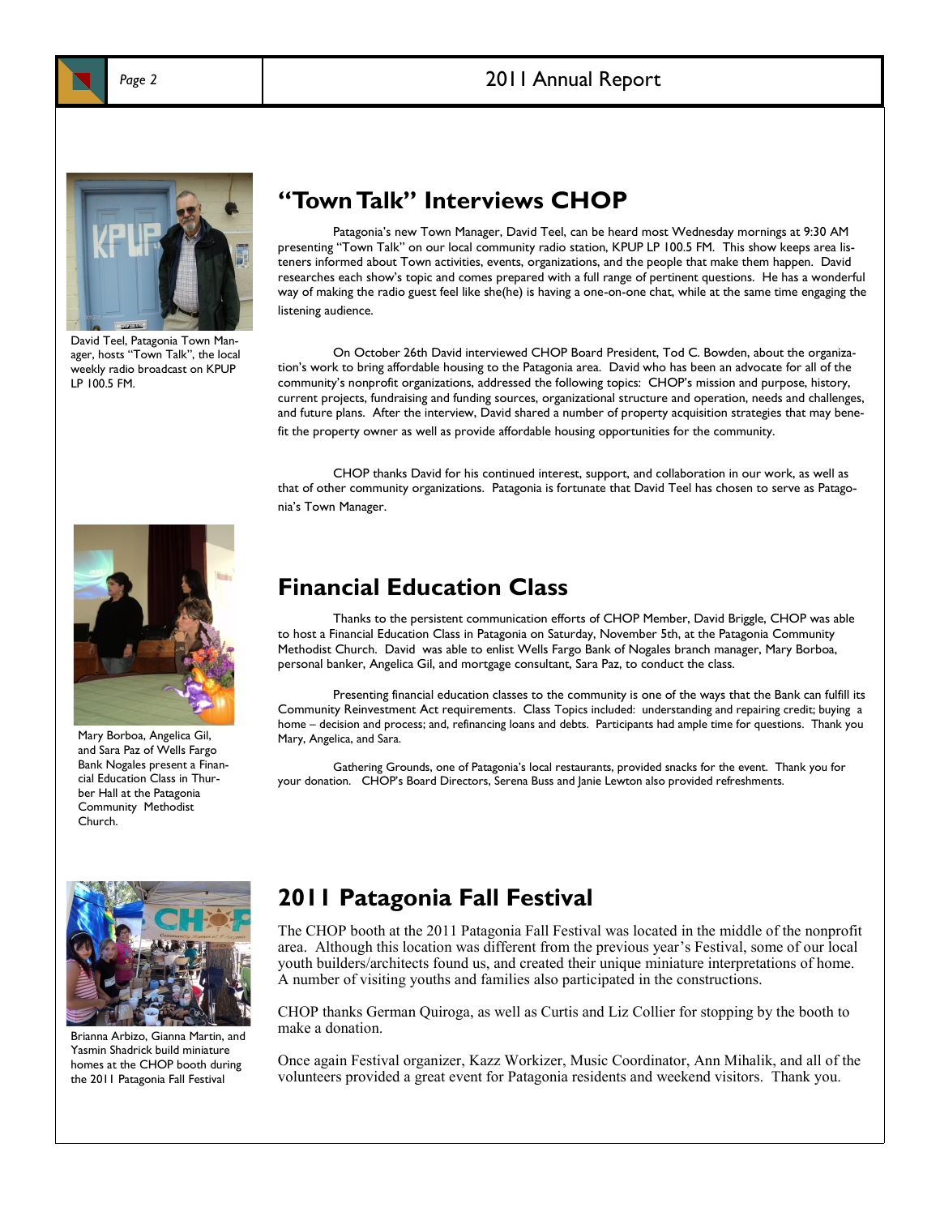## "Town Talk" Interviews CHOP

David Teel, Patagonia Town Manager, hosts "Town Talk", the local weekly radio broadcast on KPUP LP 100.5 FM.

Patagonia's new Town Manager, David Teel, can be heard most Wednesday mornings at 9:30 AM presenting "Town Talk" on our local community radio station, KPUP LP 100.5 FM. This show keeps area listeners informed about Town activities, events, organizations, and the people that make them happen. David researches each show's topic and comes prepared with a full range of pertinent questions. He has a wonderful way of making the radio guest feel like she(he) is having a one-on-one chat, while at the same time engaging the listening audience.

On October 26th David interviewed CHOP Board President, Tod C. Bowden, about the organization's work to bring affordable housing to the Patagonia area. David who has been an advocate for all of the community's nonprofit organizations, addressed the following topics: CHOP's mission and purpose, history, current projects, fundraising and funding sources, organizational structure and operation, needs and challenges, and future plans. After the interview, David shared a number of property acquisition strategies that may benefit the property owner as well as provide affordable housing opportunities for the community.

CHOP thanks David for his continued interest, support, and collaboration in our work, as well as that of other community organizations. Patagonia is fortunate that David Teel has chosen to serve as Patagonia's Town Manager.

## Financial Education Class

Mary Borboa, Angelica Gil, and Sara Paz of Wells Fargo Bank Nogales present a Financial Education Class in Thurber Hall at the Patagonia Community Methodist Church.

Thanks to the persistent communication efforts of CHOP Member, David Briggle, CHOP was able to host a Financial Education Class in Patagonia on Saturday, November 5th, at the Patagonia Community Methodist Church. David was able to enlist Wells Fargo Bank of Nogales branch manager, Mary Borboa, personal banker, Angelica Gil, and mortgage consultant, Sara Paz, to conduct the class.

Presenting financial education classes to the community is one of the ways that the Bank can fulfill its Community Reinvestment Act requirements. Class Topics included: understanding and repairing credit; buying a home – decision and process; and, refinancing loans and debts. Participants had ample time for questions. Thank you Mary, Angelica, and Sara.

Gathering Grounds, one of Patagonia's local restaurants, provided snacks for the event. Thank you for your donation. CHOP's Board Directors, Serena Buss and Janie Lewton also provided refreshments.

## 2011 Patagonia Fall Festival

Brianna Arbizo, Gianna Martin, and Yasmin Shadrick build miniature homes at the CHOP booth during the 2011 Patagonia Fall Festival

The CHOP booth at the 2011 Patagonia Fall Festival was located in the middle of the nonprofit area. Although this location was different from the previous year's Festival, some of our local youth builders/architects found us, and created their unique miniature interpretations of home. A number of visiting youths and families also participated in the constructions.

CHOP thanks German Quiroga, as well as Curtis and Liz Collier for stopping by the booth to make a donation.

Once again Festival organizer, Kazz Workizer, Music Coordinator, Ann Mihalik, and all of the volunteers provided a great event for Patagonia residents and weekend visitors. Thank you.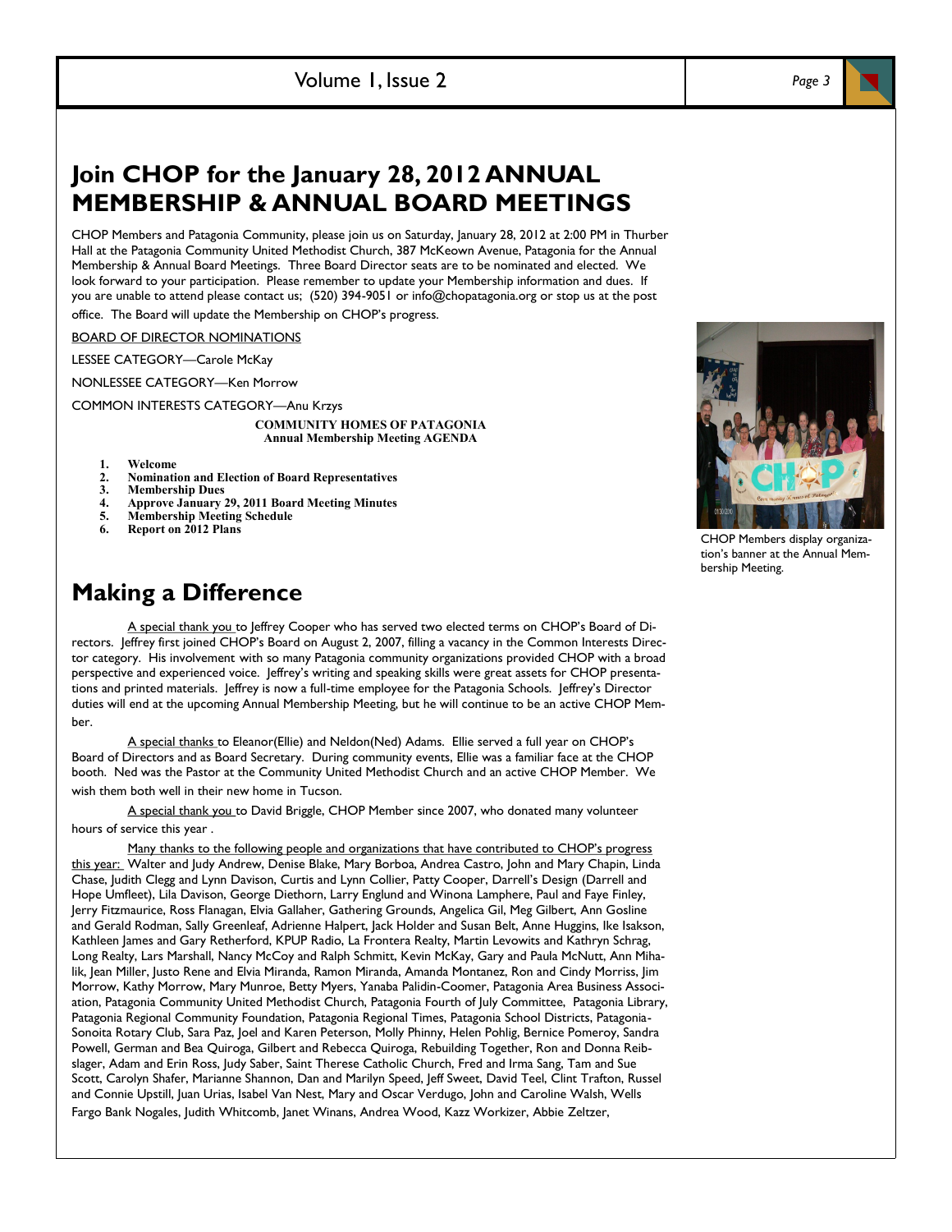## Join CHOP for the January 28, 2012 ANNUAL MEMBERSHIP & ANNUAL BOARD MEETINGS

CHOP Members and Patagonia Community, please join us on Saturday, January 28, 2012 at 2:00 PM in Thurber Hall at the Patagonia Community United Methodist Church, 387 McKeown Avenue, Patagonia for the Annual Membership & Annual Board Meetings. Three Board Director seats are to be nominated and elected. We look forward to your participation. Please remember to update your Membership information and dues. If you are unable to attend please contact us; (520) 394-9051 or info@chopatagonia.org or stop us at the post office. The Board will update the Membership on CHOP's progress.

BOARD OF DIRECTOR NOMINATIONS

LESSEE CATEGORY—Carole McKay

NONLESSEE CATEGORY—Ken Morrow

COMMON INTERESTS CATEGORY—Anu Krzys

**COMMUNITY HOMES OF PATAGONIA**
**Annual Membership Meeting AGENDA**

1. **Welcome**
2. **Nomination and Election of Board Representatives**
3. **Membership Dues**
4. **Approve January 29, 2011 Board Meeting Minutes**
5. **Membership Meeting Schedule**
6. **Report on 2012 Plans**

CHOP Members display organization's banner at the Annual Membership Meeting.

## Making a Difference

A special thank you to Jeffrey Cooper who has served two elected terms on CHOP's Board of Directors. Jeffrey first joined CHOP's Board on August 2, 2007, filling a vacancy in the Common Interests Director category. His involvement with so many Patagonia community organizations provided CHOP with a broad perspective and experienced voice. Jeffrey's writing and speaking skills were great assets for CHOP presentations and printed materials. Jeffrey is now a full-time employee for the Patagonia Schools. Jeffrey's Director duties will end at the upcoming Annual Membership Meeting, but he will continue to be an active CHOP Member.

A special thanks to Eleanor(Ellie) and Neldon(Ned) Adams. Ellie served a full year on CHOP's Board of Directors and as Board Secretary. During community events, Ellie was a familiar face at the CHOP booth. Ned was the Pastor at the Community United Methodist Church and an active CHOP Member. We wish them both well in their new home in Tucson.

A special thank you to David Briggle, CHOP Member since 2007, who donated many volunteer hours of service this year .

Many thanks to the following people and organizations that have contributed to CHOP's progress this year: Walter and Judy Andrew, Denise Blake, Mary Borboa, Andrea Castro, John and Mary Chapin, Linda Chase, Judith Clegg and Lynn Davison, Curtis and Lynn Collier, Patty Cooper, Darrell's Design (Darrell and Hope Umfleet), Lila Davison, George Diethorn, Larry Englund and Winona Lamphere, Paul and Faye Finley, Jerry Fitzmaurice, Ross Flanagan, Elvia Gallaher, Gathering Grounds, Angelica Gil, Meg Gilbert, Ann Gosline and Gerald Rodman, Sally Greenleaf, Adrienne Halpert, Jack Holder and Susan Belt, Anne Huggins, Ike Isakson, Kathleen James and Gary Retherford, KPUP Radio, La Frontera Realty, Martin Levowits and Kathryn Schrag, Long Realty, Lars Marshall, Nancy McCoy and Ralph Schmitt, Kevin McKay, Gary and Paula McNutt, Ann Mihalik, Jean Miller, Justo Rene and Elvia Miranda, Ramon Miranda, Amanda Montanez, Ron and Cindy Morriss, Jim Morrow, Kathy Morrow, Mary Munroe, Betty Myers, Yanaba Palidin-Coomer, Patagonia Area Business Association, Patagonia Community United Methodist Church, Patagonia Fourth of July Committee, Patagonia Library, Patagonia Regional Community Foundation, Patagonia Regional Times, Patagonia School Districts, Patagonia-Sonoita Rotary Club, Sara Paz, Joel and Karen Peterson, Molly Phinny, Helen Pohlig, Bernice Pomeroy, Sandra Powell, German and Bea Quiroga, Gilbert and Rebecca Quiroga, Rebuilding Together, Ron and Donna Reibslager, Adam and Erin Ross, Judy Saber, Saint Therese Catholic Church, Fred and Irma Sang, Tam and Sue Scott, Carolyn Shafer, Marianne Shannon, Dan and Marilyn Speed, Jeff Sweet, David Teel, Clint Trafton, Russel and Connie Upstill, Juan Urias, Isabel Van Nest, Mary and Oscar Verdugo, John and Caroline Walsh, Wells Fargo Bank Nogales, Judith Whitcomb, Janet Winans, Andrea Wood, Kazz Workizer, Abbie Zeltzer,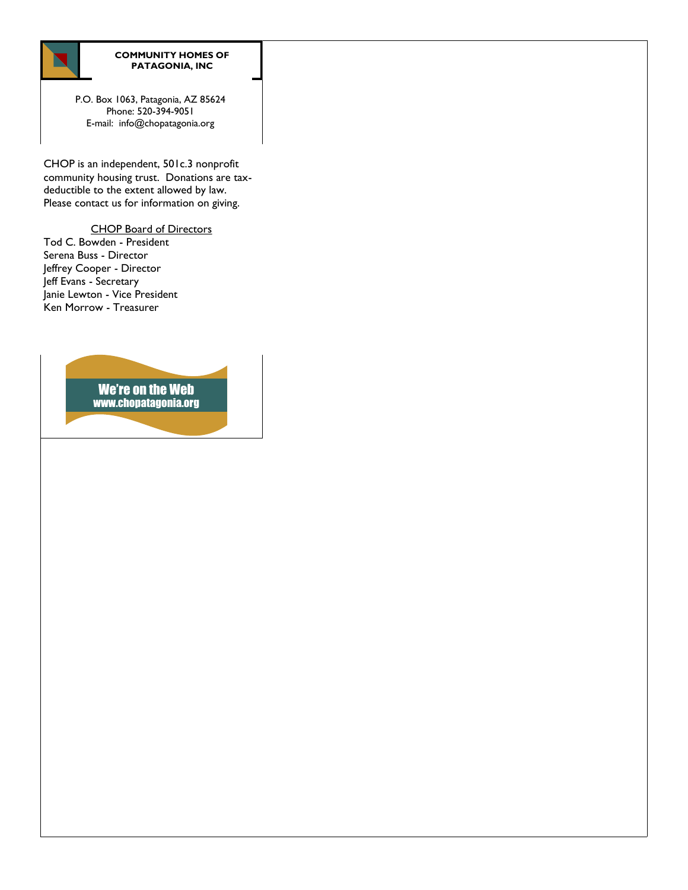**COMMUNITY HOMES OF PATAGONIA, INC**

P.O. Box 1063, Patagonia, AZ 85624
Phone: 520-394-9051
E-mail: info@chopatagonia.org

CHOP is an independent, 501c.3 nonprofit community housing trust. Donations are tax-deductible to the extent allowed by law. Please contact us for information on giving.

CHOP Board of Directors

Tod C. Bowden - President
Serena Buss - Director
Jeffrey Cooper - Director
Jeff Evans - Secretary
Janie Lewton - Vice President
Ken Morrow - Treasurer

We're on the Web
www.chopatagonia.org